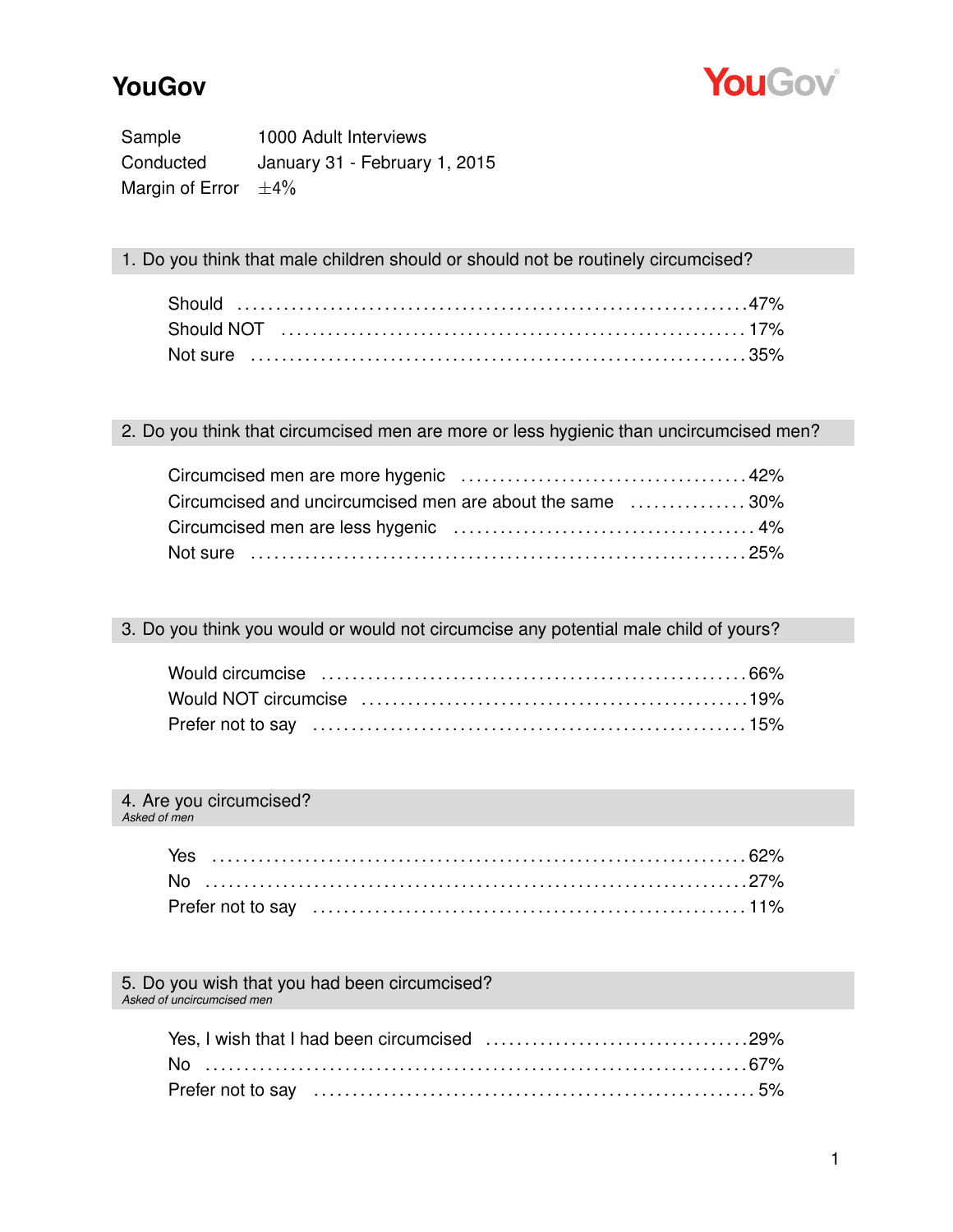# YouGov

| | |
|---|---|
| Sample | 1000 Adult Interviews |
| Conducted | January 31 - February 1, 2015 |
| Margin of Error | ±4% |

## 1. Do you think that male children should or should not be routinely circumcised?

| | |
|---|---|
| Should | 47% |
| Should NOT | 17% |
| Not sure | 35% |

## 2. Do you think that circumcised men are more or less hygienic than uncircumcised men?

| | |
|---|---|
| Circumcised men are more hygenic | 42% |
| Circumcised and uncircumcised men are about the same | 30% |
| Circumcised men are less hygenic | 4% |
| Not sure | 25% |

## 3. Do you think you would or would not circumcise any potential male child of yours?

| | |
|---|---|
| Would circumcise | 66% |
| Would NOT circumcise | 19% |
| Prefer not to say | 15% |

## 4. Are you circumcised?

*Asked of men*

| | |
|---|---|
| Yes | 62% |
| No | 27% |
| Prefer not to say | 11% |

## 5. Do you wish that you had been circumcised?

*Asked of uncircumcised men*

| | |
|---|---|
| Yes, I wish that I had been circumcised | 29% |
| No | 67% |
| Prefer not to say | 5% |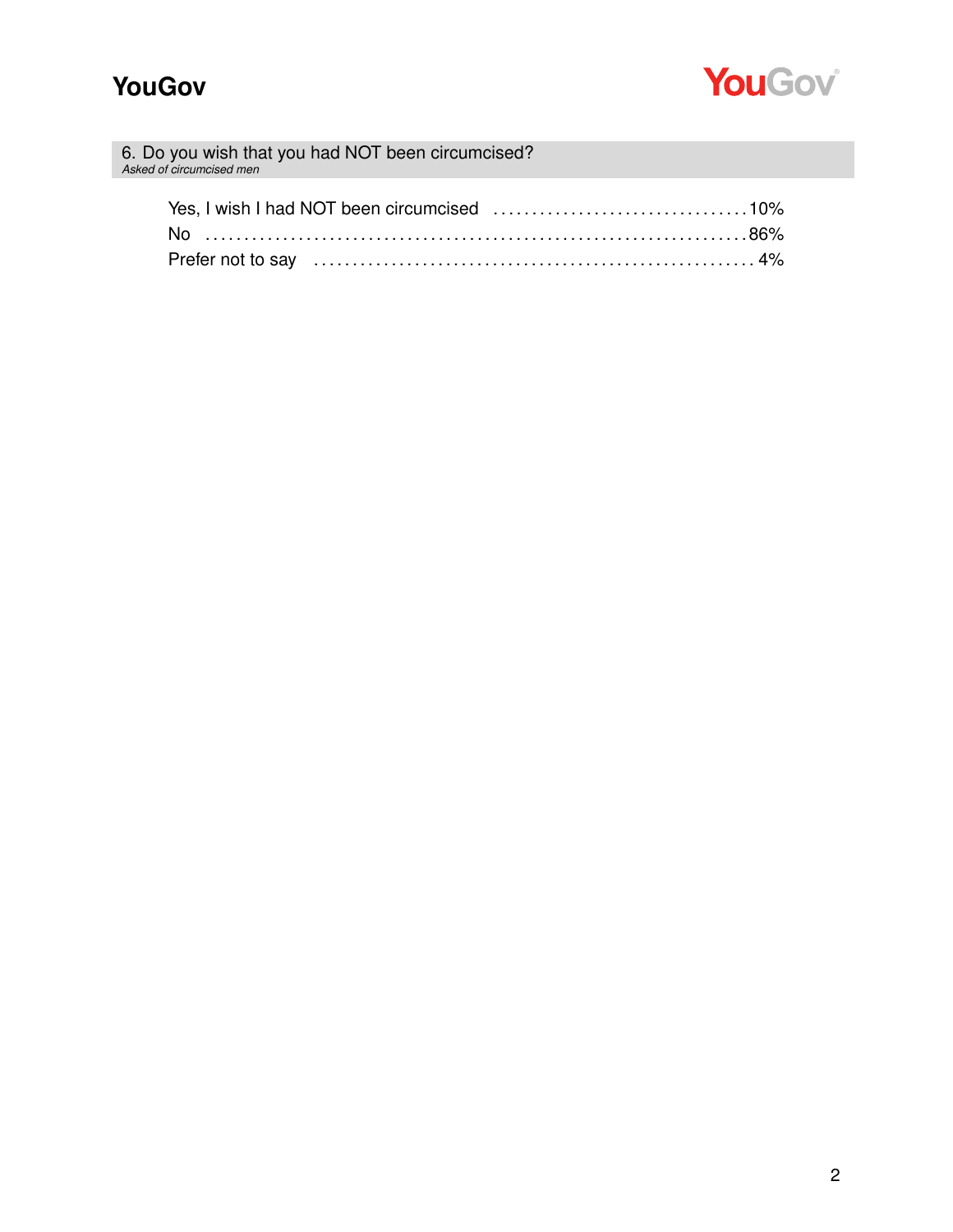6. Do you wish that you had NOT been circumcised?
*Asked of circumcised men*

| | |
|---|---|
| Yes, I wish I had NOT been circumcised | 10% |
| No | 86% |
| Prefer not to say | 4% |